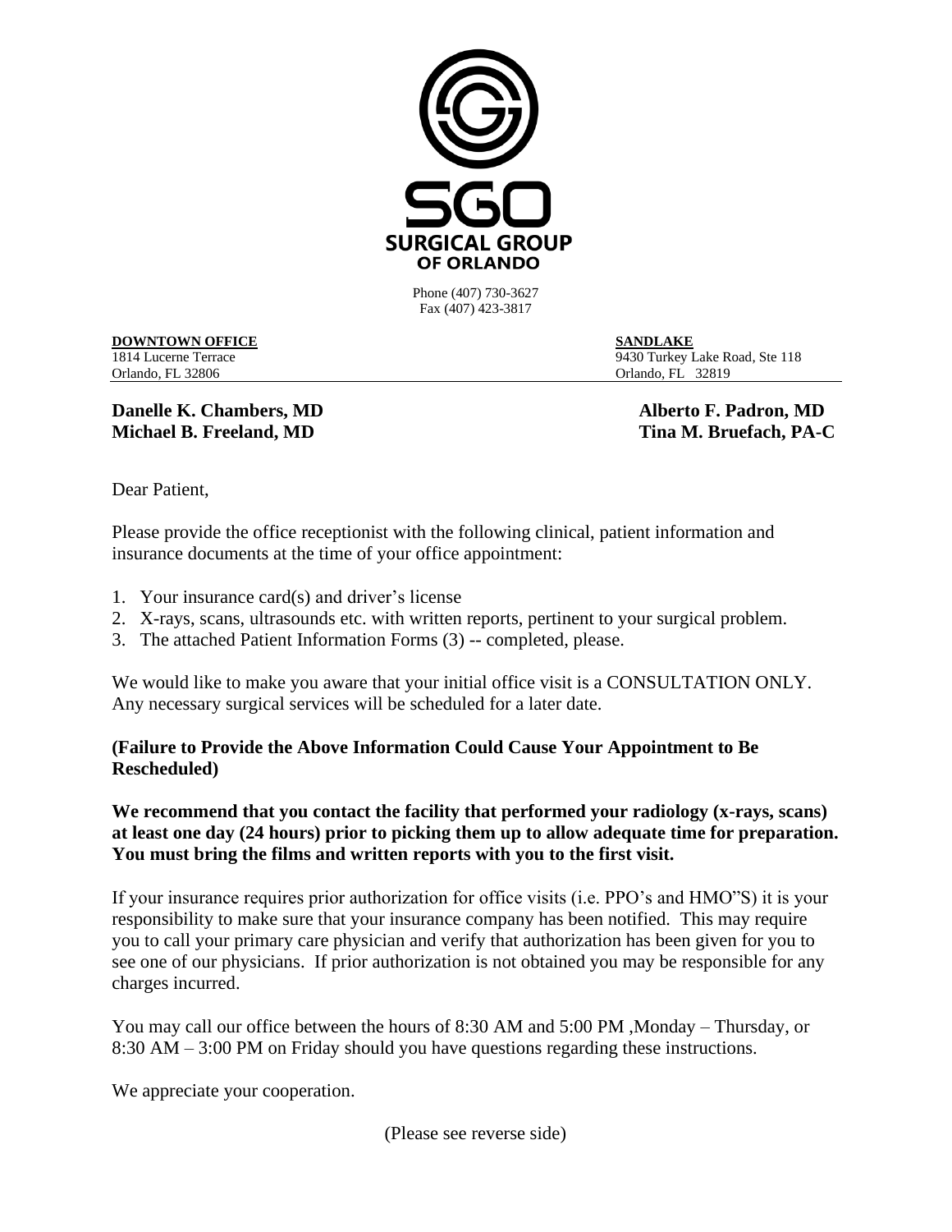# SGO SURGICAL GROUP OF ORLANDO

Phone (407) 730-3627
Fax (407) 423-3817

**DOWNTOWN OFFICE**
1814 Lucerne Terrace
Orlando, FL 32806

**SANDLAKE**
9430 Turkey Lake Road, Ste 118
Orlando, FL 32819

**Danelle K. Chambers, MD**
**Michael B. Freeland, MD**
**Alberto F. Padron, MD**
**Tina M. Bruefach, PA-C**

Dear Patient,

Please provide the office receptionist with the following clinical, patient information and insurance documents at the time of your office appointment:

1. Your insurance card(s) and driver's license
2. X-rays, scans, ultrasounds etc. with written reports, pertinent to your surgical problem.
3. The attached Patient Information Forms (3) -- completed, please.

We would like to make you aware that your initial office visit is a CONSULTATION ONLY. Any necessary surgical services will be scheduled for a later date.

**(Failure to Provide the Above Information Could Cause Your Appointment to Be Rescheduled)**

**We recommend that you contact the facility that performed your radiology (x-rays, scans) at least one day (24 hours) prior to picking them up to allow adequate time for preparation. You must bring the films and written reports with you to the first visit.**

If your insurance requires prior authorization for office visits (i.e. PPO's and HMO"S) it is your responsibility to make sure that your insurance company has been notified. This may require you to call your primary care physician and verify that authorization has been given for you to see one of our physicians. If prior authorization is not obtained you may be responsible for any charges incurred.

You may call our office between the hours of 8:30 AM and 5:00 PM ,Monday – Thursday, or 8:30 AM – 3:00 PM on Friday should you have questions regarding these instructions.

We appreciate your cooperation.

(Please see reverse side)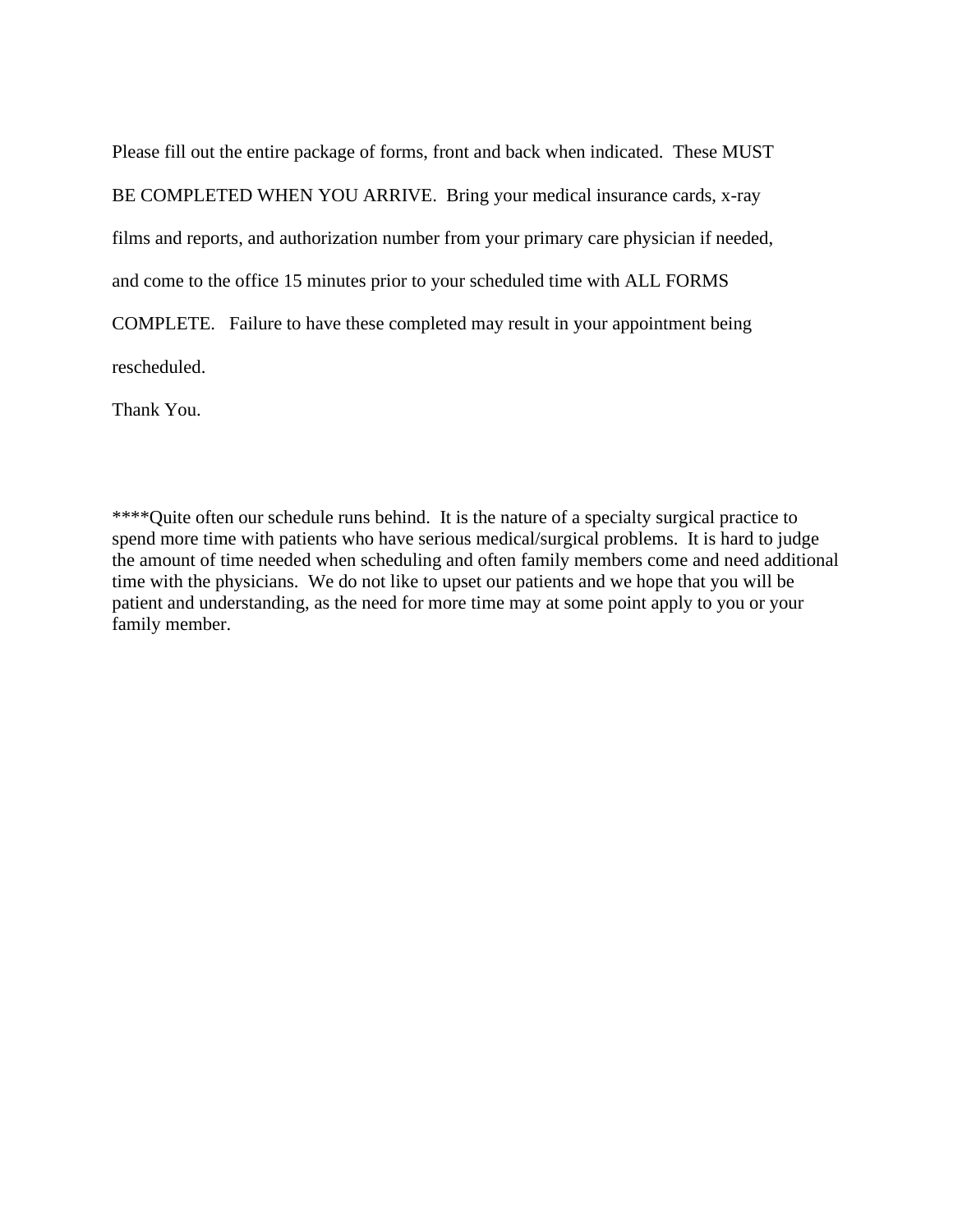Please fill out the entire package of forms, front and back when indicated. These MUST BE COMPLETED WHEN YOU ARRIVE. Bring your medical insurance cards, x-ray films and reports, and authorization number from your primary care physician if needed, and come to the office 15 minutes prior to your scheduled time with ALL FORMS COMPLETE. Failure to have these completed may result in your appointment being rescheduled.

Thank You.

****Quite often our schedule runs behind. It is the nature of a specialty surgical practice to spend more time with patients who have serious medical/surgical problems. It is hard to judge the amount of time needed when scheduling and often family members come and need additional time with the physicians. We do not like to upset our patients and we hope that you will be patient and understanding, as the need for more time may at some point apply to you or your family member.